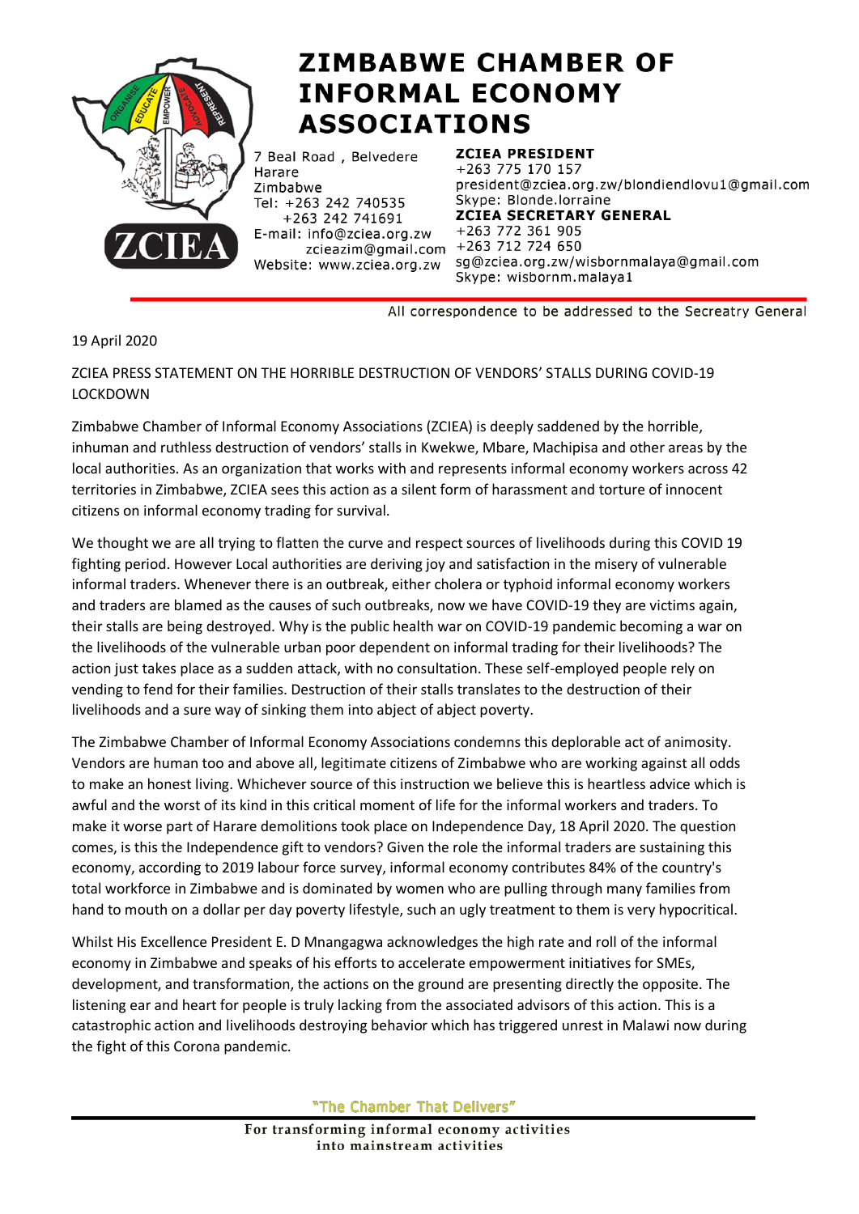# ZIMBABWE CHAMBER OF INFORMAL ECONOMY ASSOCIATIONS

7 Beal Road , Belvedere
Harare
Zimbabwe
Tel: +263 242 740535
+263 242 741691
E-mail: info@zciea.org.zw
zcieazim@gmail.com
Website: www.zciea.org.zw

**ZCIEA PRESIDENT**
+263 775 170 157
president@zciea.org.zw/blondiendlovu1@gmail.com
Skype: Blonde.lorraine

**ZCIEA SECRETARY GENERAL**
+263 772 361 905
+263 712 724 650
sg@zciea.org.zw/wisbornmalaya@gmail.com
Skype: wisbornm.malaya1

All correspondence to be addressed to the Secreatry General

19 April 2020

ZCIEA PRESS STATEMENT ON THE HORRIBLE DESTRUCTION OF VENDORS' STALLS DURING COVID-19 LOCKDOWN

Zimbabwe Chamber of Informal Economy Associations (ZCIEA) is deeply saddened by the horrible, inhuman and ruthless destruction of vendors' stalls in Kwekwe, Mbare, Machipisa and other areas by the local authorities. As an organization that works with and represents informal economy workers across 42 territories in Zimbabwe, ZCIEA sees this action as a silent form of harassment and torture of innocent citizens on informal economy trading for survival.

We thought we are all trying to flatten the curve and respect sources of livelihoods during this COVID 19 fighting period. However Local authorities are deriving joy and satisfaction in the misery of vulnerable informal traders. Whenever there is an outbreak, either cholera or typhoid informal economy workers and traders are blamed as the causes of such outbreaks, now we have COVID-19 they are victims again, their stalls are being destroyed. Why is the public health war on COVID-19 pandemic becoming a war on the livelihoods of the vulnerable urban poor dependent on informal trading for their livelihoods? The action just takes place as a sudden attack, with no consultation. These self-employed people rely on vending to fend for their families. Destruction of their stalls translates to the destruction of their livelihoods and a sure way of sinking them into abject of abject poverty.

The Zimbabwe Chamber of Informal Economy Associations condemns this deplorable act of animosity. Vendors are human too and above all, legitimate citizens of Zimbabwe who are working against all odds to make an honest living. Whichever source of this instruction we believe this is heartless advice which is awful and the worst of its kind in this critical moment of life for the informal workers and traders. To make it worse part of Harare demolitions took place on Independence Day, 18 April 2020. The question comes, is this the Independence gift to vendors? Given the role the informal traders are sustaining this economy, according to 2019 labour force survey, informal economy contributes 84% of the country's total workforce in Zimbabwe and is dominated by women who are pulling through many families from hand to mouth on a dollar per day poverty lifestyle, such an ugly treatment to them is very hypocritical.

Whilst His Excellence President E. D Mnangagwa acknowledges the high rate and roll of the informal economy in Zimbabwe and speaks of his efforts to accelerate empowerment initiatives for SMEs, development, and transformation, the actions on the ground are presenting directly the opposite. The listening ear and heart for people is truly lacking from the associated advisors of this action. This is a catastrophic action and livelihoods destroying behavior which has triggered unrest in Malawi now during the fight of this Corona pandemic.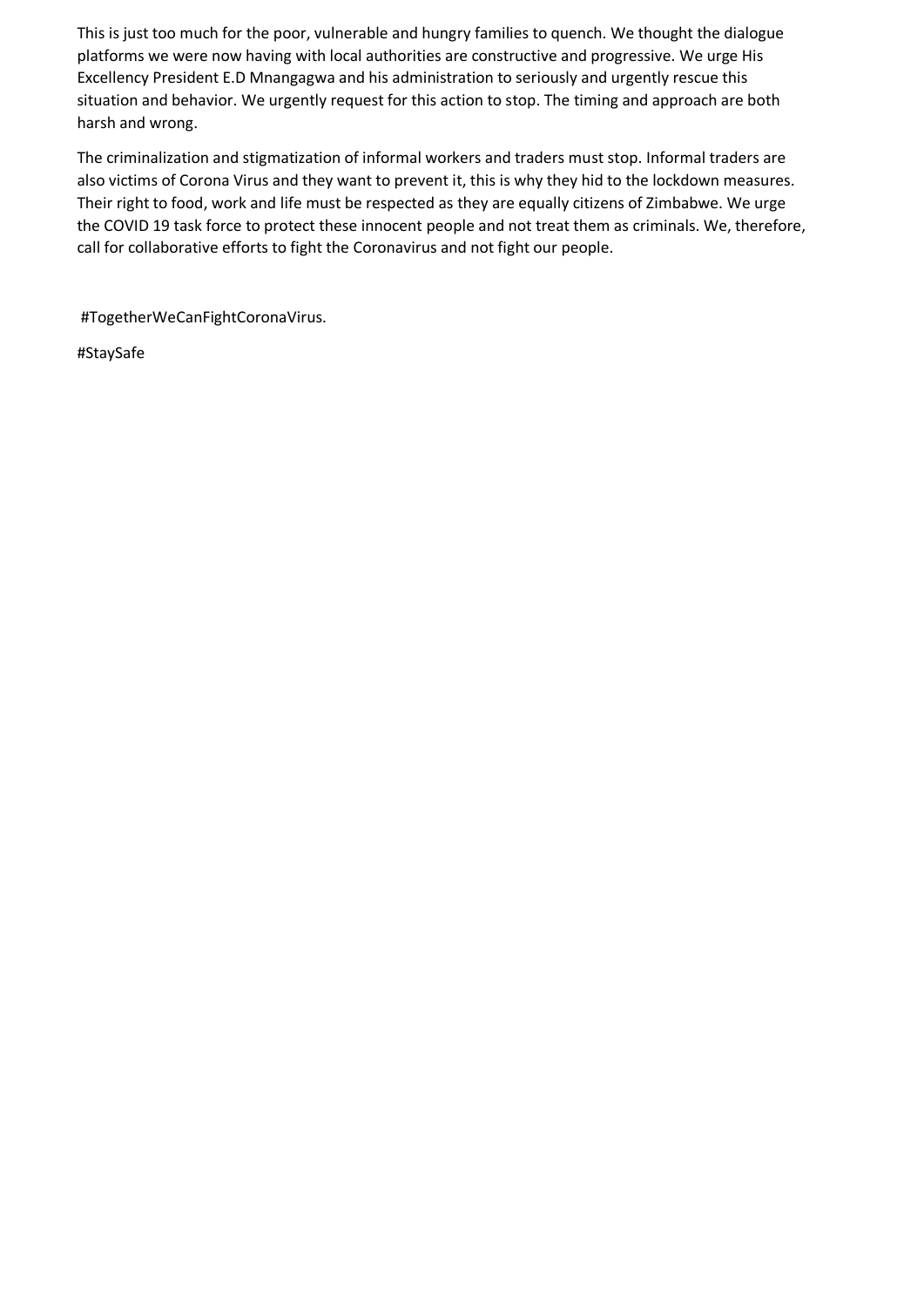This is just too much for the poor, vulnerable and hungry families to quench. We thought the dialogue platforms we were now having with local authorities are constructive and progressive. We urge His Excellency President E.D Mnangagwa and his administration to seriously and urgently rescue this situation and behavior. We urgently request for this action to stop. The timing and approach are both harsh and wrong.

The criminalization and stigmatization of informal workers and traders must stop. Informal traders are also victims of Corona Virus and they want to prevent it, this is why they hid to the lockdown measures. Their right to food, work and life must be respected as they are equally citizens of Zimbabwe. We urge the COVID 19 task force to protect these innocent people and not treat them as criminals. We, therefore, call for collaborative efforts to fight the Coronavirus and not fight our people.

#TogetherWeCanFightCoronaVirus.

#StaySafe